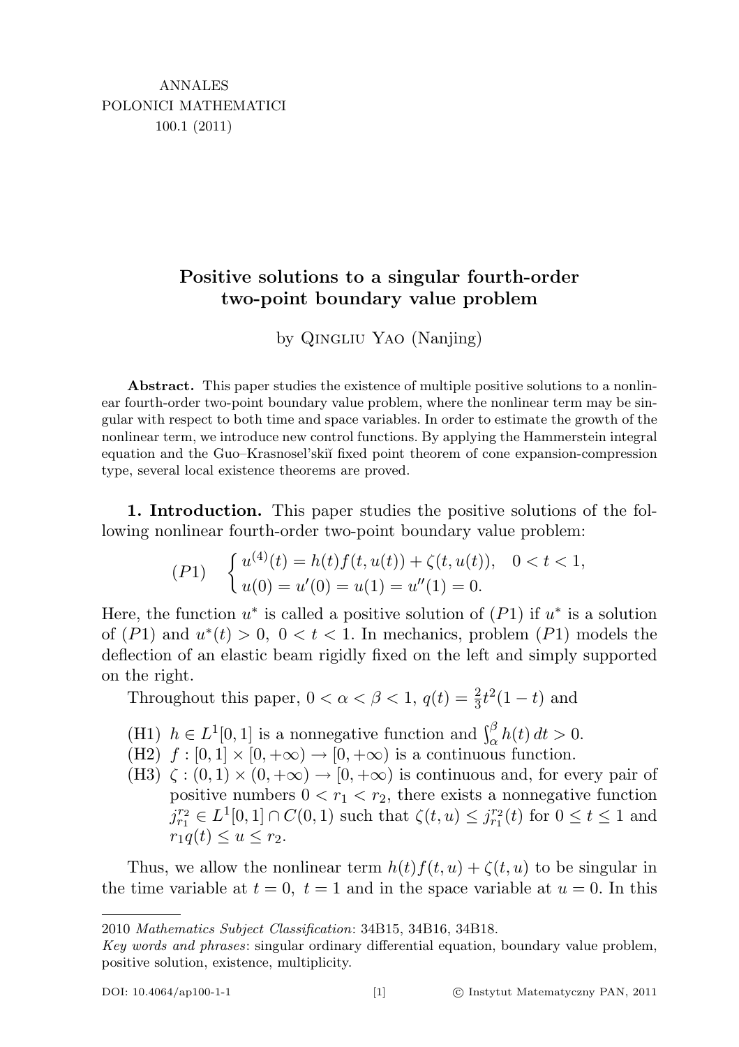ANNALES
POLONICI MATHEMATICI
100.1 (2011)

# Positive solutions to a singular fourth-order two-point boundary value problem

by Qingliu Yao (Nanjing)

**Abstract.** This paper studies the existence of multiple positive solutions to a nonlinear fourth-order two-point boundary value problem, where the nonlinear term may be singular with respect to both time and space variables. In order to estimate the growth of the nonlinear term, we introduce new control functions. By applying the Hammerstein integral equation and the Guo–Krasnosel'skiĭ fixed point theorem of cone expansion-compression type, several local existence theorems are proved.

**1. Introduction.** This paper studies the positive solutions of the following nonlinear fourth-order two-point boundary value problem:

$$(P1)\quad \begin{cases} u^{(4)}(t) = h(t)f(t,u(t)) + \zeta(t,u(t)), & 0<t<1,\\ u(0)=u'(0)=u(1)=u''(1)=0. \end{cases}$$

Here, the function $u^*$ is called a positive solution of $(P1)$ if $u^*$ is a solution of $(P1)$ and $u^*(t)>0,\ 0<t<1$. In mechanics, problem $(P1)$ models the deflection of an elastic beam rigidly fixed on the left and simply supported on the right.

Throughout this paper, $0<\alpha<\beta<1$, $q(t)=\frac{2}{3}t^2(1-t)$ and

- (H1) $h\in L^1[0,1]$ is a nonnegative function and $\int_\alpha^\beta h(t)\,dt>0$.
- (H2) $f:[0,1]\times[0,+\infty)\to[0,+\infty)$ is a continuous function.
- (H3) $\zeta:(0,1)\times(0,+\infty)\to[0,+\infty)$ is continuous and, for every pair of positive numbers $0<r_1<r_2$, there exists a nonnegative function $j_{r_1}^{r_2}\in L^1[0,1]\cap C(0,1)$ such that $\zeta(t,u)\le j_{r_1}^{r_2}(t)$ for $0\le t\le 1$ and $r_1q(t)\le u\le r_2$.

Thus, we allow the nonlinear term $h(t)f(t,u)+\zeta(t,u)$ to be singular in the time variable at $t=0,\ t=1$ and in the space variable at $u=0$. In this

2010 *Mathematics Subject Classification*: 34B15, 34B16, 34B18.

*Key words and phrases*: singular ordinary differential equation, boundary value problem, positive solution, existence, multiplicity.

DOI: 10.4064/ap100-1-1 © Instytut Matematyczny PAN, 2011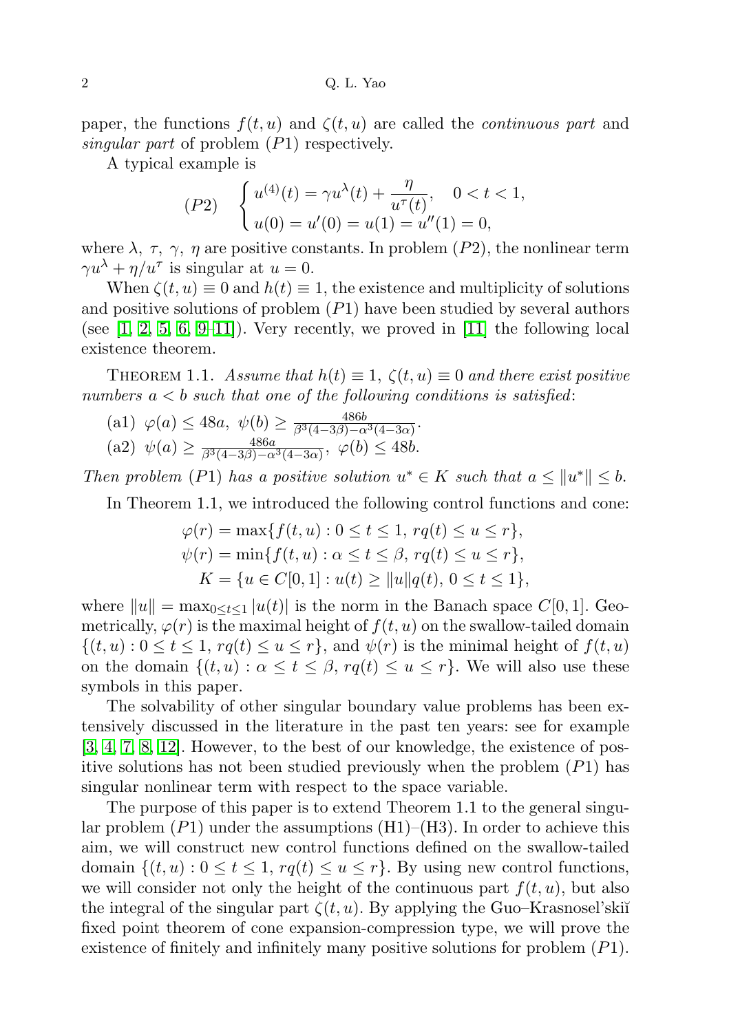paper, the functions $f(t,u)$ and $\zeta(t,u)$ are called the *continuous part* and *singular part* of problem $(P1)$ respectively.

A typical example is

$$(P2) \quad \begin{cases} u^{(4)}(t) = \gamma u^{\lambda}(t) + \dfrac{\eta}{u^{\tau}(t)}, & 0 < t < 1, \\ u(0) = u'(0) = u(1) = u''(1) = 0, \end{cases}$$

where $\lambda$, $\tau$, $\gamma$, $\eta$ are positive constants. In problem $(P2)$, the nonlinear term $\gamma u^{\lambda} + \eta/u^{\tau}$ is singular at $u = 0$.

When $\zeta(t,u) \equiv 0$ and $h(t) \equiv 1$, the existence and multiplicity of solutions and positive solutions of problem $(P1)$ have been studied by several authors (see [1, 2, 5, 6, 9–11]). Very recently, we proved in [11] the following local existence theorem.

THEOREM 1.1. *Assume that $h(t) \equiv 1$, $\zeta(t,u) \equiv 0$ and there exist positive numbers $a < b$ such that one of the following conditions is satisfied*:

(a1) $\varphi(a) \leq 48a$, $\psi(b) \geq \frac{486b}{\beta^3(4-3\beta)-\alpha^3(4-3\alpha)}$.

(a2) $\psi(a) \geq \frac{486a}{\beta^3(4-3\beta)-\alpha^3(4-3\alpha)}$, $\varphi(b) \leq 48b$.

*Then problem $(P1)$ has a positive solution $u^* \in K$ such that $a \leq \|u^*\| \leq b$.*

In Theorem 1.1, we introduced the following control functions and cone:

$$\begin{aligned} \varphi(r) &= \max\{f(t,u) : 0 \leq t \leq 1,\ rq(t) \leq u \leq r\}, \\ \psi(r) &= \min\{f(t,u) : \alpha \leq t \leq \beta,\ rq(t) \leq u \leq r\}, \\ K &= \{u \in C[0,1] : u(t) \geq \|u\| q(t),\ 0 \leq t \leq 1\}, \end{aligned}$$

where $\|u\| = \max_{0 \leq t \leq 1} |u(t)|$ is the norm in the Banach space $C[0,1]$. Geometrically, $\varphi(r)$ is the maximal height of $f(t,u)$ on the swallow-tailed domain $\{(t,u) : 0 \leq t \leq 1,\ rq(t) \leq u \leq r\}$, and $\psi(r)$ is the minimal height of $f(t,u)$ on the domain $\{(t,u) : \alpha \leq t \leq \beta,\ rq(t) \leq u \leq r\}$. We will also use these symbols in this paper.

The solvability of other singular boundary value problems has been extensively discussed in the literature in the past ten years: see for example [3, 4, 7, 8, 12]. However, to the best of our knowledge, the existence of positive solutions has not been studied previously when the problem $(P1)$ has singular nonlinear term with respect to the space variable.

The purpose of this paper is to extend Theorem 1.1 to the general singular problem $(P1)$ under the assumptions (H1)–(H3). In order to achieve this aim, we will construct new control functions defined on the swallow-tailed domain $\{(t,u) : 0 \leq t \leq 1,\ rq(t) \leq u \leq r\}$. By using new control functions, we will consider not only the height of the continuous part $f(t,u)$, but also the integral of the singular part $\zeta(t,u)$. By applying the Guo–Krasnosel'skiĭ fixed point theorem of cone expansion-compression type, we will prove the existence of finitely and infinitely many positive solutions for problem $(P1)$.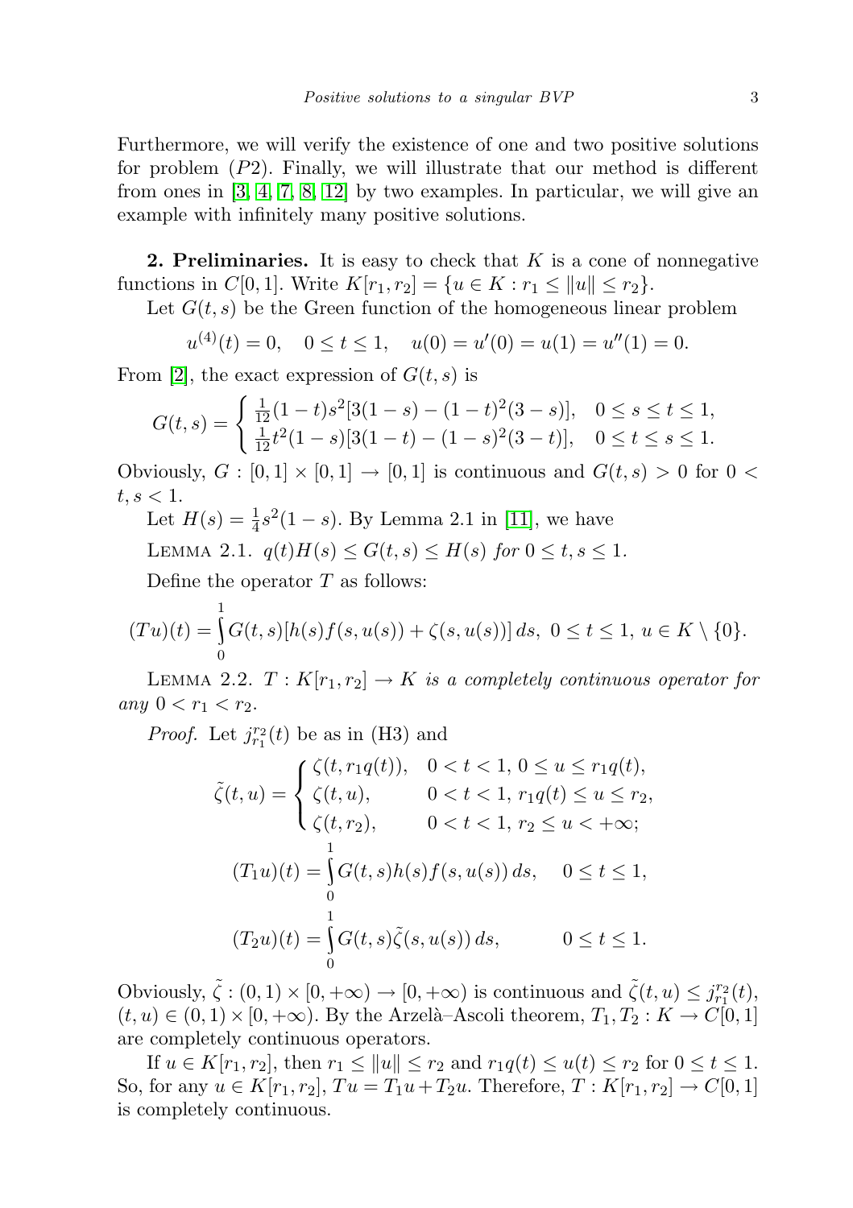Furthermore, we will verify the existence of one and two positive solutions for problem $(P2)$. Finally, we will illustrate that our method is different from ones in [3, 4, 7, 8, 12] by two examples. In particular, we will give an example with infinitely many positive solutions.

**2. Preliminaries.** It is easy to check that $K$ is a cone of nonnegative functions in $C[0,1]$. Write $K[r_1, r_2] = \{u \in K : r_1 \le \|u\| \le r_2\}$.

Let $G(t,s)$ be the Green function of the homogeneous linear problem

$$u^{(4)}(t) = 0, \quad 0 \le t \le 1, \quad u(0) = u'(0) = u(1) = u''(1) = 0.$$

From [2], the exact expression of $G(t,s)$ is

$$G(t,s) = \begin{cases} \frac{1}{12}(1-t)s^2[3(1-s) - (1-t)^2(3-s)], & 0 \le s \le t \le 1, \\ \frac{1}{12}t^2(1-s)[3(1-t) - (1-s)^2(3-t)], & 0 \le t \le s \le 1. \end{cases}$$

Obviously, $G : [0,1] \times [0,1] \to [0,1]$ is continuous and $G(t,s) > 0$ for $0 < t, s < 1$.

Let $H(s) = \frac{1}{4}s^2(1-s)$. By Lemma 2.1 in [11], we have

Lemma 2.1. *$q(t)H(s) \le G(t,s) \le H(s)$ for $0 \le t, s \le 1$.*

Define the operator $T$ as follows:

$$(Tu)(t) = \int_0^1 G(t,s)[h(s)f(s,u(s)) + \zeta(s,u(s))]\,ds, \ 0 \le t \le 1, \ u \in K \setminus \{0\}.$$

Lemma 2.2. *$T : K[r_1, r_2] \to K$ is a completely continuous operator for any $0 < r_1 < r_2$.*

*Proof.* Let $j_{r_1}^{r_2}(t)$ be as in (H3) and

$$\tilde{\zeta}(t,u) = \begin{cases} \zeta(t, r_1 q(t)), & 0 < t < 1, \ 0 \le u \le r_1 q(t), \\ \zeta(t,u), & 0 < t < 1, \ r_1 q(t) \le u \le r_2, \\ \zeta(t, r_2), & 0 < t < 1, \ r_2 \le u < +\infty; \end{cases}$$

$$(T_1 u)(t) = \int_0^1 G(t,s)h(s)f(s,u(s))\,ds, \quad 0 \le t \le 1,$$

$$(T_2 u)(t) = \int_0^1 G(t,s)\tilde{\zeta}(s,u(s))\,ds, \qquad 0 \le t \le 1.$$

Obviously, $\tilde{\zeta} : (0,1) \times [0,+\infty) \to [0,+\infty)$ is continuous and $\tilde{\zeta}(t,u) \le j_{r_1}^{r_2}(t)$, $(t,u) \in (0,1) \times [0,+\infty)$. By the Arzelà–Ascoli theorem, $T_1, T_2 : K \to C[0,1]$ are completely continuous operators.

If $u \in K[r_1, r_2]$, then $r_1 \le \|u\| \le r_2$ and $r_1 q(t) \le u(t) \le r_2$ for $0 \le t \le 1$. So, for any $u \in K[r_1, r_2]$, $Tu = T_1 u + T_2 u$. Therefore, $T : K[r_1, r_2] \to C[0,1]$ is completely continuous.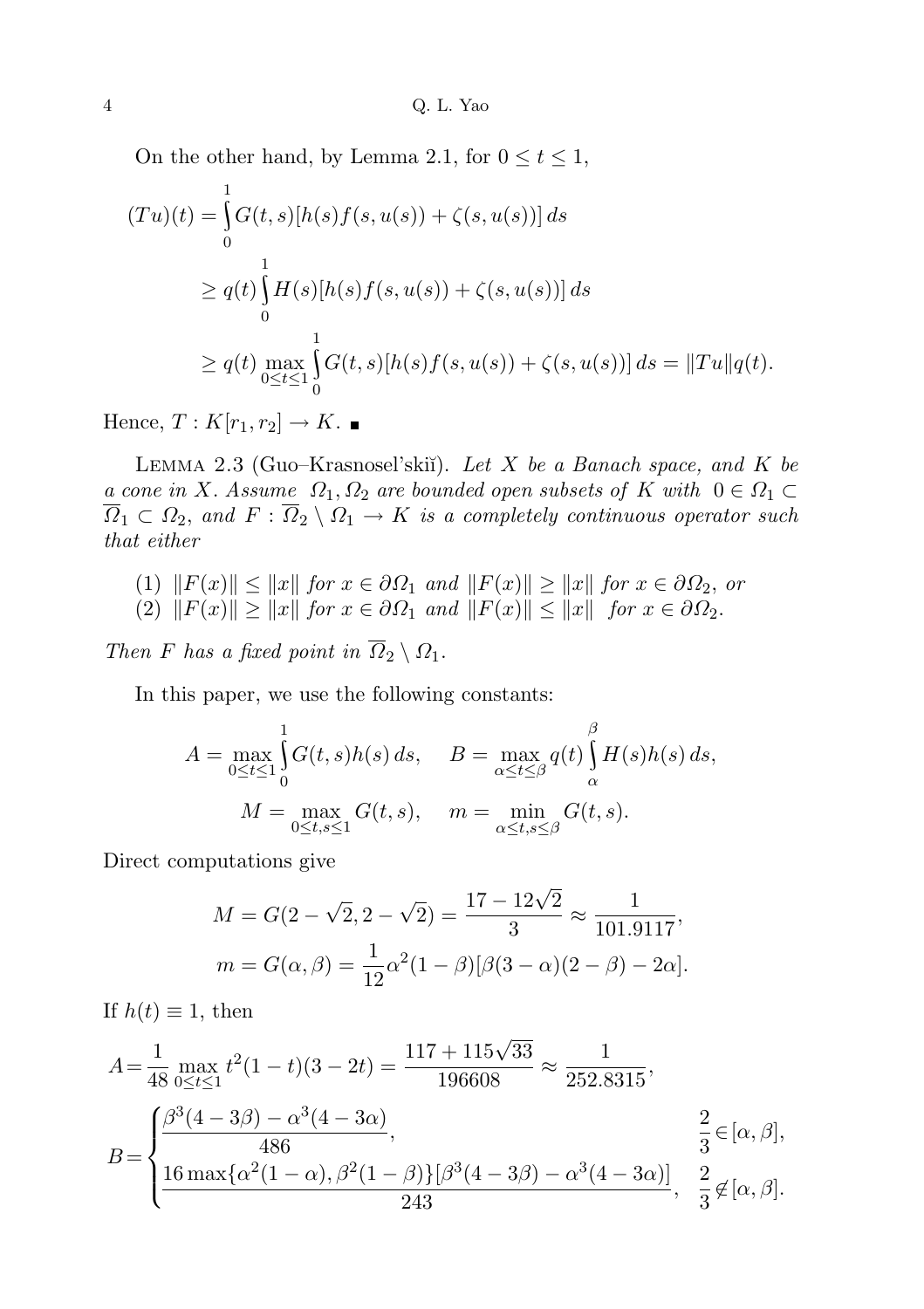On the other hand, by Lemma 2.1, for $0 \le t \le 1$,

$$
\begin{aligned}
(Tu)(t) &= \int_0^1 G(t,s)[h(s)f(s,u(s)) + \zeta(s,u(s))]\,ds \\
&\ge q(t)\int_0^1 H(s)[h(s)f(s,u(s)) + \zeta(s,u(s))]\,ds \\
&\ge q(t)\max_{0\le t\le 1}\int_0^1 G(t,s)[h(s)f(s,u(s)) + \zeta(s,u(s))]\,ds = \|Tu\|q(t).
\end{aligned}
$$

Hence, $T : K[r_1, r_2] \to K$. ■

LEMMA 2.3 (Guo–Krasnosel'skiĭ). *Let $X$ be a Banach space, and $K$ be a cone in $X$. Assume $\Omega_1, \Omega_2$ are bounded open subsets of $K$ with $0 \in \Omega_1 \subset \overline{\Omega}_1 \subset \Omega_2$, and $F : \overline{\Omega}_2 \setminus \Omega_1 \to K$ is a completely continuous operator such that either*

(1) *$\|F(x)\| \le \|x\|$ for $x \in \partial\Omega_1$ and $\|F(x)\| \ge \|x\|$ for $x \in \partial\Omega_2$, or*
(2) *$\|F(x)\| \ge \|x\|$ for $x \in \partial\Omega_1$ and $\|F(x)\| \le \|x\|$ for $x \in \partial\Omega_2$.*

*Then $F$ has a fixed point in $\overline{\Omega}_2 \setminus \Omega_1$.*

In this paper, we use the following constants:

$$
A = \max_{0\le t\le 1}\int_0^1 G(t,s)h(s)\,ds, \qquad B = \max_{\alpha\le t\le\beta} q(t)\int_\alpha^\beta H(s)h(s)\,ds,
$$
$$
M = \max_{0\le t,s\le 1} G(t,s), \qquad m = \min_{\alpha\le t,s\le\beta} G(t,s).
$$

Direct computations give

$$
M = G(2-\sqrt{2}, 2-\sqrt{2}) = \frac{17-12\sqrt{2}}{3} \approx \frac{1}{101.9117},
$$
$$
m = G(\alpha,\beta) = \frac{1}{12}\alpha^2(1-\beta)[\beta(3-\alpha)(2-\beta) - 2\alpha].
$$

If $h(t) \equiv 1$, then

$$
A = \frac{1}{48}\max_{0\le t\le 1} t^2(1-t)(3-2t) = \frac{117+115\sqrt{33}}{196608} \approx \frac{1}{252.8315},
$$

$$
B = \begin{cases} \dfrac{\beta^3(4-3\beta) - \alpha^3(4-3\alpha)}{486}, & \dfrac{2}{3} \in [\alpha,\beta], \\[2ex] \dfrac{16\max\{\alpha^2(1-\alpha), \beta^2(1-\beta)\}[\beta^3(4-3\beta) - \alpha^3(4-3\alpha)]}{243}, & \dfrac{2}{3} \notin [\alpha,\beta]. \end{cases}
$$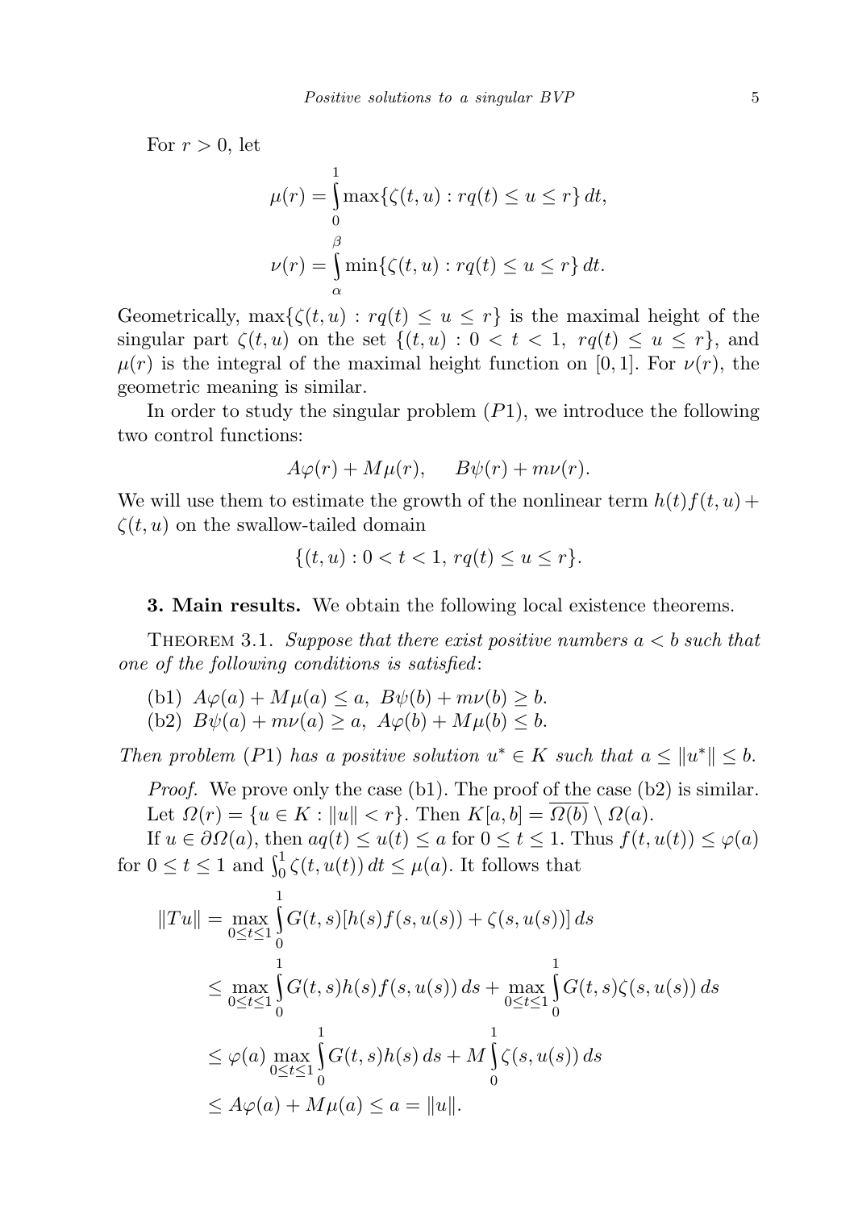For $r > 0$, let

$$\mu(r) = \int_0^1 \max\{\zeta(t,u) : rq(t) \le u \le r\}\, dt,$$

$$\nu(r) = \int_\alpha^\beta \min\{\zeta(t,u) : rq(t) \le u \le r\}\, dt.$$

Geometrically, $\max\{\zeta(t,u) : rq(t) \le u \le r\}$ is the maximal height of the singular part $\zeta(t,u)$ on the set $\{(t,u) : 0 < t < 1,\ rq(t) \le u \le r\}$, and $\mu(r)$ is the integral of the maximal height function on $[0,1]$. For $\nu(r)$, the geometric meaning is similar.

In order to study the singular problem $(P1)$, we introduce the following two control functions:

$$A\varphi(r) + M\mu(r), \qquad B\psi(r) + m\nu(r).$$

We will use them to estimate the growth of the nonlinear term $h(t)f(t,u) + \zeta(t,u)$ on the swallow-tailed domain

$$\{(t,u) : 0 < t < 1,\ rq(t) \le u \le r\}.$$

**3. Main results.** We obtain the following local existence theorems.

Theorem 3.1. *Suppose that there exist positive numbers $a < b$ such that one of the following conditions is satisfied*:

(b1) $A\varphi(a) + M\mu(a) \le a,\ B\psi(b) + m\nu(b) \ge b$.
(b2) $B\psi(a) + m\nu(a) \ge a,\ A\varphi(b) + M\mu(b) \le b$.

*Then problem $(P1)$ has a positive solution $u^* \in K$ such that $a \le \|u^*\| \le b$.*

*Proof.* We prove only the case (b1). The proof of the case (b2) is similar. Let $\Omega(r) = \{u \in K : \|u\| < r\}$. Then $K[a,b] = \overline{\Omega(b)} \setminus \Omega(a)$.

If $u \in \partial\Omega(a)$, then $aq(t) \le u(t) \le a$ for $0 \le t \le 1$. Thus $f(t,u(t)) \le \varphi(a)$ for $0 \le t \le 1$ and $\int_0^1 \zeta(t,u(t))\, dt \le \mu(a)$. It follows that

$$\begin{aligned}
\|Tu\| &= \max_{0\le t\le 1} \int_0^1 G(t,s)[h(s)f(s,u(s)) + \zeta(s,u(s))]\, ds \\
&\le \max_{0\le t\le 1} \int_0^1 G(t,s)h(s)f(s,u(s))\, ds + \max_{0\le t\le 1} \int_0^1 G(t,s)\zeta(s,u(s))\, ds \\
&\le \varphi(a) \max_{0\le t\le 1} \int_0^1 G(t,s)h(s)\, ds + M \int_0^1 \zeta(s,u(s))\, ds \\
&\le A\varphi(a) + M\mu(a) \le a = \|u\|.
\end{aligned}$$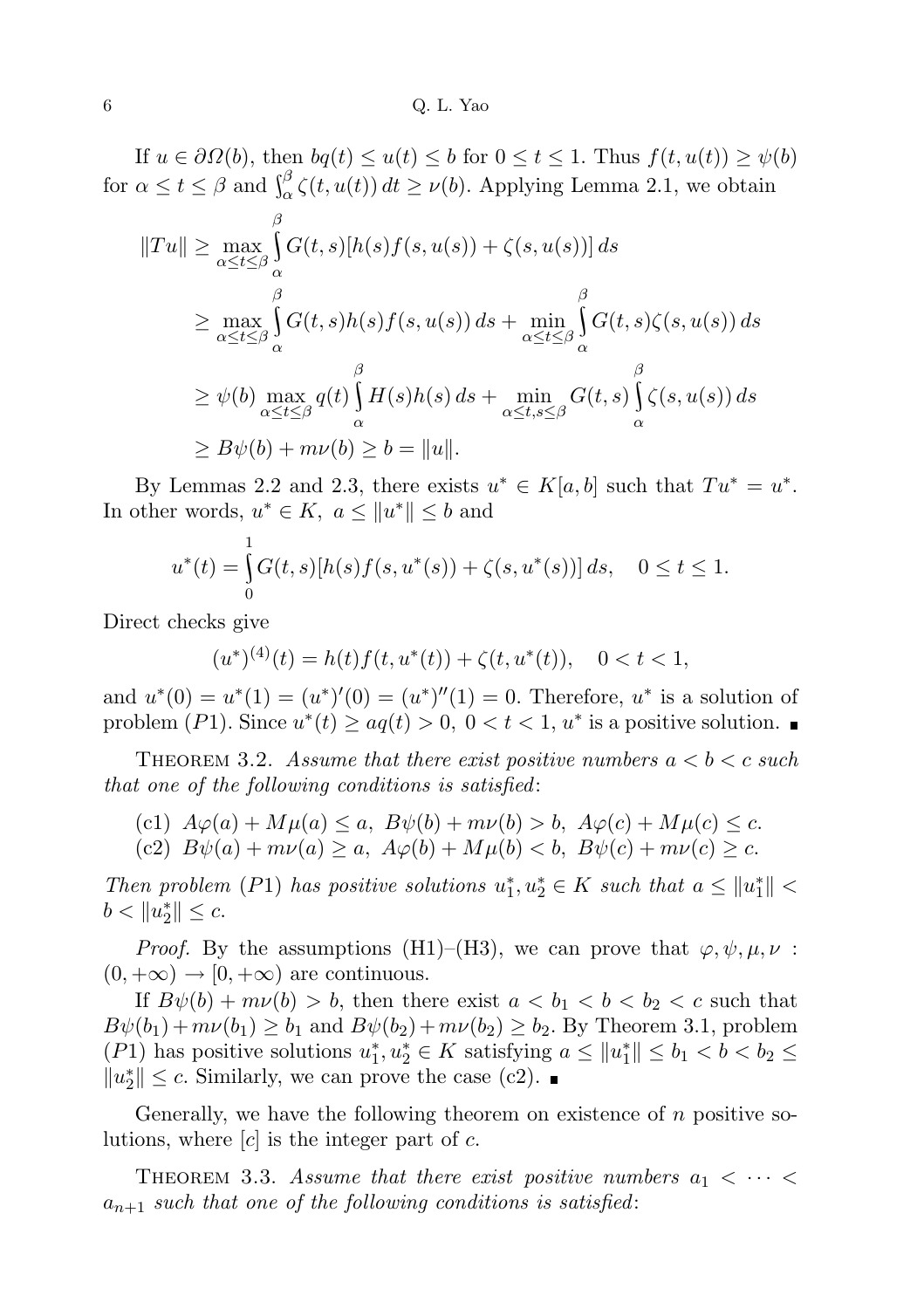If $u \in \partial\Omega(b)$, then $bq(t) \le u(t) \le b$ for $0 \le t \le 1$. Thus $f(t, u(t)) \ge \psi(b)$ for $\alpha \le t \le \beta$ and $\int_\alpha^\beta \zeta(t, u(t))\,dt \ge \nu(b)$. Applying Lemma 2.1, we obtain

$$
\begin{aligned}
\|Tu\| &\ge \max_{\alpha \le t \le \beta} \int_\alpha^\beta G(t,s)[h(s)f(s,u(s)) + \zeta(s,u(s))]\,ds \\
&\ge \max_{\alpha \le t \le \beta} \int_\alpha^\beta G(t,s)h(s)f(s,u(s))\,ds + \min_{\alpha \le t \le \beta} \int_\alpha^\beta G(t,s)\zeta(s,u(s))\,ds \\
&\ge \psi(b) \max_{\alpha \le t \le \beta} q(t) \int_\alpha^\beta H(s)h(s)\,ds + \min_{\alpha \le t,s \le \beta} G(t,s) \int_\alpha^\beta \zeta(s,u(s))\,ds \\
&\ge B\psi(b) + m\nu(b) \ge b = \|u\|.
\end{aligned}
$$

By Lemmas 2.2 and 2.3, there exists $u^* \in K[a,b]$ such that $Tu^* = u^*$. In other words, $u^* \in K,\ a \le \|u^*\| \le b$ and

$$
u^*(t) = \int_0^1 G(t,s)[h(s)f(s,u^*(s)) + \zeta(s,u^*(s))]\,ds, \quad 0 \le t \le 1.
$$

Direct checks give

$$
(u^*)^{(4)}(t) = h(t)f(t,u^*(t)) + \zeta(t,u^*(t)), \quad 0 < t < 1,
$$

and $u^*(0) = u^*(1) = (u^*)'(0) = (u^*)''(1) = 0$. Therefore, $u^*$ is a solution of problem $(P1)$. Since $u^*(t) \ge aq(t) > 0,\ 0 < t < 1$, $u^*$ is a positive solution. ∎

Theorem 3.2. *Assume that there exist positive numbers $a < b < c$ such that one of the following conditions is satisfied*:

(c1) $A\varphi(a) + M\mu(a) \le a,\ B\psi(b) + m\nu(b) > b,\ A\varphi(c) + M\mu(c) \le c.$

(c2) $B\psi(a) + m\nu(a) \ge a,\ A\varphi(b) + M\mu(b) < b,\ B\psi(c) + m\nu(c) \ge c.$

*Then problem $(P1)$ has positive solutions $u_1^*, u_2^* \in K$ such that $a \le \|u_1^*\| < b < \|u_2^*\| \le c$.*

*Proof.* By the assumptions (H1)–(H3), we can prove that $\varphi, \psi, \mu, \nu : (0,+\infty) \to [0,+\infty)$ are continuous.

If $B\psi(b) + m\nu(b) > b$, then there exist $a < b_1 < b < b_2 < c$ such that $B\psi(b_1) + m\nu(b_1) \ge b_1$ and $B\psi(b_2) + m\nu(b_2) \ge b_2$. By Theorem 3.1, problem $(P1)$ has positive solutions $u_1^*, u_2^* \in K$ satisfying $a \le \|u_1^*\| \le b_1 < b < b_2 \le \|u_2^*\| \le c$. Similarly, we can prove the case (c2). ∎

Generally, we have the following theorem on existence of $n$ positive solutions, where $[c]$ is the integer part of $c$.

Theorem 3.3. *Assume that there exist positive numbers $a_1 < \cdots < a_{n+1}$ such that one of the following conditions is satisfied*: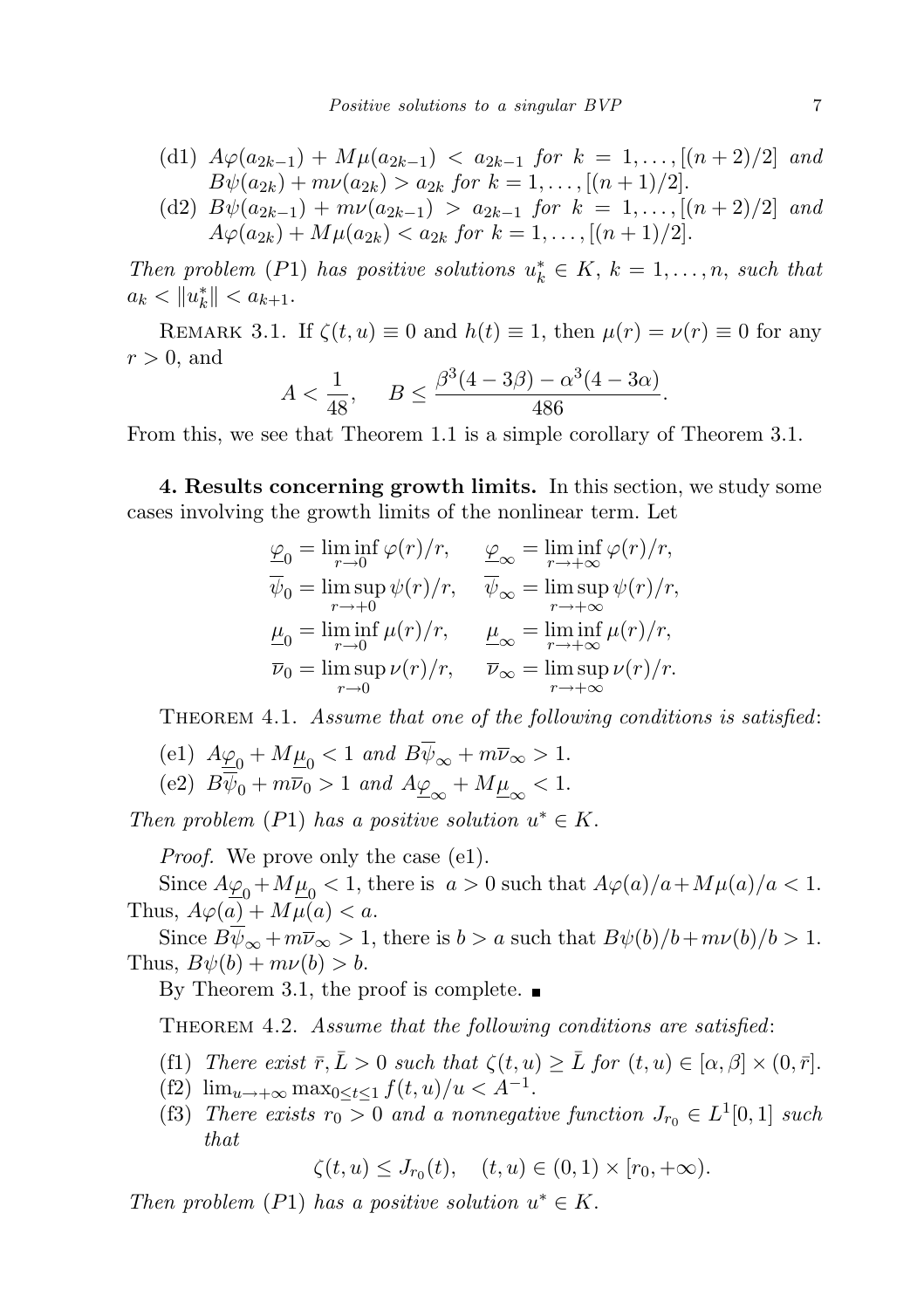(d1) $A\varphi(a_{2k-1}) + M\mu(a_{2k-1}) < a_{2k-1}$ *for* $k = 1, \ldots, [(n+2)/2]$ *and* $B\psi(a_{2k}) + m\nu(a_{2k}) > a_{2k}$ *for* $k = 1, \ldots, [(n+1)/2]$.

(d2) $B\psi(a_{2k-1}) + m\nu(a_{2k-1}) > a_{2k-1}$ *for* $k = 1, \ldots, [(n+2)/2]$ *and* $A\varphi(a_{2k}) + M\mu(a_{2k}) < a_{2k}$ *for* $k = 1, \ldots, [(n+1)/2]$.

*Then problem* $(P1)$ *has positive solutions* $u_k^* \in K$, $k = 1, \ldots, n$, *such that* $a_k < \|u_k^*\| < a_{k+1}$.

Remark 3.1. If $\zeta(t,u) \equiv 0$ and $h(t) \equiv 1$, then $\mu(r) = \nu(r) \equiv 0$ for any $r > 0$, and

$$A < \frac{1}{48}, \quad B \le \frac{\beta^3(4-3\beta) - \alpha^3(4-3\alpha)}{486}.$$

From this, we see that Theorem 1.1 is a simple corollary of Theorem 3.1.

**4. Results concerning growth limits.** In this section, we study some cases involving the growth limits of the nonlinear term. Let

$$\begin{aligned}
\underline{\varphi}_0 &= \liminf_{r\to 0} \varphi(r)/r, & \underline{\varphi}_\infty &= \liminf_{r\to +\infty} \varphi(r)/r,\\
\overline{\psi}_0 &= \limsup_{r\to +0} \psi(r)/r, & \overline{\psi}_\infty &= \limsup_{r\to +\infty} \psi(r)/r,\\
\underline{\mu}_0 &= \liminf_{r\to 0} \mu(r)/r, & \underline{\mu}_\infty &= \liminf_{r\to +\infty} \mu(r)/r,\\
\overline{\nu}_0 &= \limsup_{r\to 0} \nu(r)/r, & \overline{\nu}_\infty &= \limsup_{r\to +\infty} \nu(r)/r.
\end{aligned}$$

Theorem 4.1. *Assume that one of the following conditions is satisfied*:

(e1) $A\underline{\varphi}_0 + M\underline{\mu}_0 < 1$ *and* $B\overline{\psi}_\infty + m\overline{\nu}_\infty > 1$.

(e2) $B\overline{\psi}_0 + m\overline{\nu}_0 > 1$ *and* $A\underline{\varphi}_\infty + M\underline{\mu}_\infty < 1$.

*Then problem* $(P1)$ *has a positive solution* $u^* \in K$.

*Proof.* We prove only the case (e1).

Since $A\underline{\varphi}_0 + M\underline{\mu}_0 < 1$, there is $a > 0$ such that $A\varphi(a)/a + M\mu(a)/a < 1$. Thus, $A\varphi(a) + M\mu(a) < a$.

Since $B\overline{\psi}_\infty + m\overline{\nu}_\infty > 1$, there is $b > a$ such that $B\psi(b)/b + m\nu(b)/b > 1$. Thus, $B\psi(b) + m\nu(b) > b$.

By Theorem 3.1, the proof is complete. ∎

Theorem 4.2. *Assume that the following conditions are satisfied*:

(f1) *There exist* $\bar{r}, \bar{L} > 0$ *such that* $\zeta(t,u) \ge \bar{L}$ *for* $(t,u) \in [\alpha,\beta] \times (0,\bar{r}]$.

(f2) $\lim_{u\to+\infty} \max_{0\le t\le 1} f(t,u)/u < A^{-1}$.

(f3) *There exists* $r_0 > 0$ *and a nonnegative function* $J_{r_0} \in L^1[0,1]$ *such that*

$$\zeta(t,u) \le J_{r_0}(t), \quad (t,u) \in (0,1) \times [r_0, +\infty).$$

*Then problem* $(P1)$ *has a positive solution* $u^* \in K$.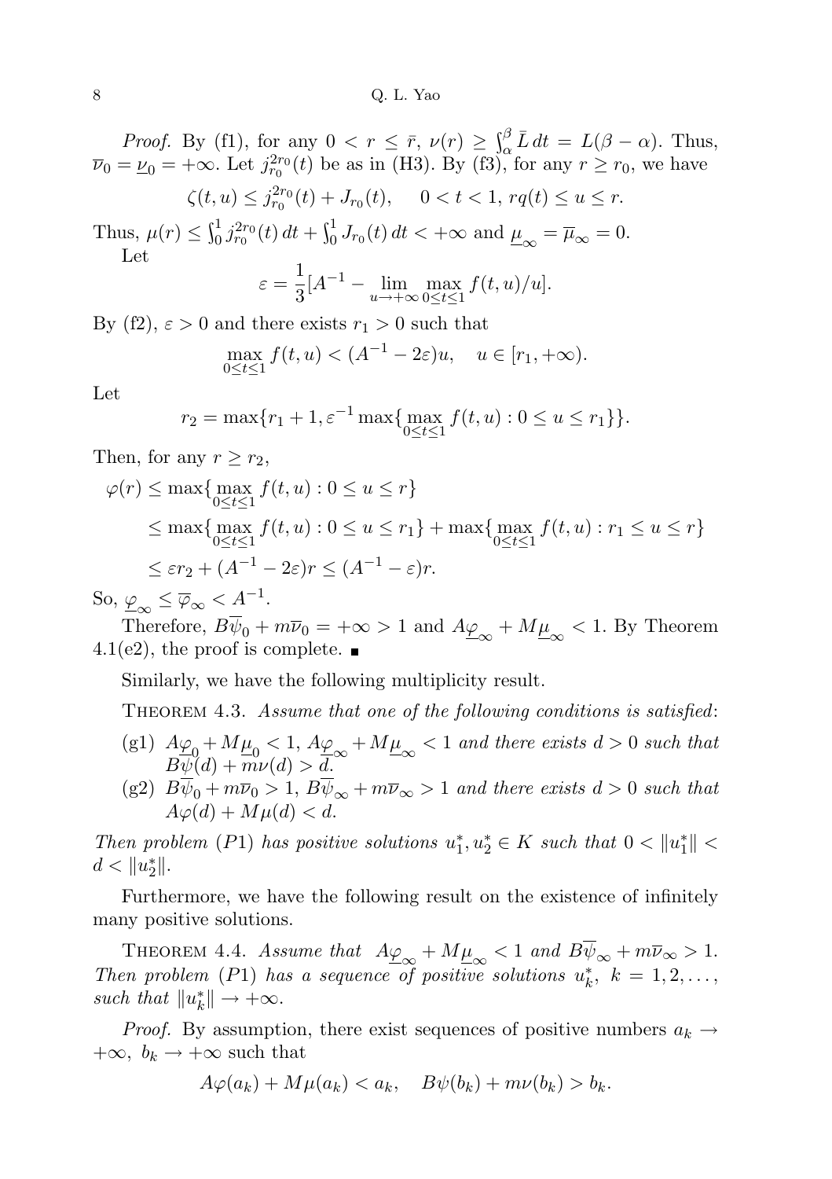*Proof.* By (f1), for any $0 < r \le \bar{r}$, $\nu(r) \ge \int_\alpha^\beta \bar{L}\,dt = L(\beta - \alpha)$. Thus, $\overline{\nu}_0 = \underline{\nu}_0 = +\infty$. Let $j_{r_0}^{2r_0}(t)$ be as in (H3). By (f3), for any $r \ge r_0$, we have

$$\zeta(t,u) \le j_{r_0}^{2r_0}(t) + J_{r_0}(t), \quad 0<t<1,\ rq(t) \le u \le r.$$

Thus, $\mu(r) \le \int_0^1 j_{r_0}^{2r_0}(t)\,dt + \int_0^1 J_{r_0}(t)\,dt < +\infty$ and $\underline{\mu}_\infty = \overline{\mu}_\infty = 0$.

Let

$$\varepsilon = \frac{1}{3}[A^{-1} - \lim_{u\to+\infty} \max_{0\le t\le 1} f(t,u)/u].$$

By (f2), $\varepsilon > 0$ and there exists $r_1 > 0$ such that

$$\max_{0\le t\le 1} f(t,u) < (A^{-1} - 2\varepsilon)u, \quad u \in [r_1, +\infty).$$

Let

$$r_2 = \max\{r_1 + 1, \varepsilon^{-1}\max\{\max_{0\le t\le 1} f(t,u) : 0 \le u \le r_1\}\}.$$

Then, for any $r \ge r_2$,

$$\begin{aligned}
\varphi(r) &\le \max\{\max_{0\le t\le 1} f(t,u) : 0 \le u \le r\} \\
&\le \max\{\max_{0\le t\le 1} f(t,u) : 0 \le u \le r_1\} + \max\{\max_{0\le t\le 1} f(t,u) : r_1 \le u \le r\} \\
&\le \varepsilon r_2 + (A^{-1} - 2\varepsilon)r \le (A^{-1} - \varepsilon)r.
\end{aligned}$$

So, $\underline{\varphi}_\infty \le \overline{\varphi}_\infty < A^{-1}$.

Therefore, $B\overline{\psi}_0 + m\overline{\nu}_0 = +\infty > 1$ and $A\underline{\varphi}_\infty + M\underline{\mu}_\infty < 1$. By Theorem 4.1(e2), the proof is complete. ■

Similarly, we have the following multiplicity result.

THEOREM 4.3. *Assume that one of the following conditions is satisfied*:

- (g1) $A\underline{\varphi}_0 + M\underline{\mu}_0 < 1$, $A\underline{\varphi}_\infty + M\underline{\mu}_\infty < 1$ *and there exists* $d > 0$ *such that* $B\psi(d) + m\nu(d) > d$.
- (g2) $B\overline{\psi}_0 + m\overline{\nu}_0 > 1$, $B\overline{\psi}_\infty + m\overline{\nu}_\infty > 1$ *and there exists* $d > 0$ *such that* $A\varphi(d) + M\mu(d) < d$.

*Then problem* $(P1)$ *has positive solutions* $u_1^*, u_2^* \in K$ *such that* $0 < \|u_1^*\| < d < \|u_2^*\|$.

Furthermore, we have the following result on the existence of infinitely many positive solutions.

THEOREM 4.4. *Assume that* $A\underline{\varphi}_\infty + M\underline{\mu}_\infty < 1$ *and* $B\overline{\psi}_\infty + m\overline{\nu}_\infty > 1$. *Then problem* $(P1)$ *has a sequence of positive solutions* $u_k^*$, $k = 1, 2, \ldots$, *such that* $\|u_k^*\| \to +\infty$.

*Proof.* By assumption, there exist sequences of positive numbers $a_k \to +\infty$, $b_k \to +\infty$ such that

$$A\varphi(a_k) + M\mu(a_k) < a_k, \quad B\psi(b_k) + m\nu(b_k) > b_k.$$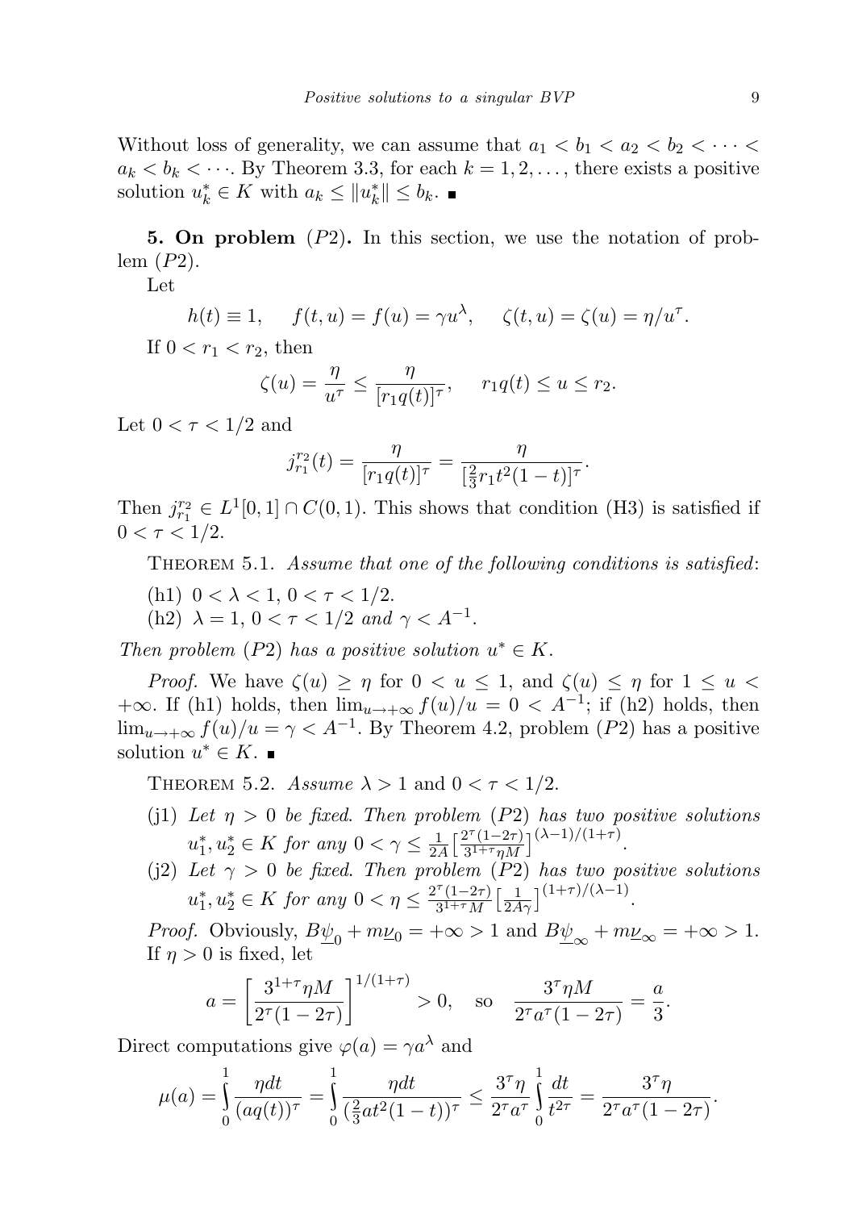Without loss of generality, we can assume that $a_1 < b_1 < a_2 < b_2 < \cdots < a_k < b_k < \cdots$. By Theorem 3.3, for each $k = 1, 2, \ldots$, there exists a positive solution $u_k^* \in K$ with $a_k \le \|u_k^*\| \le b_k$. ∎

**5. On problem** $(P2)$**.** In this section, we use the notation of problem $(P2)$.

Let

$$h(t) \equiv 1, \qquad f(t,u) = f(u) = \gamma u^{\lambda}, \qquad \zeta(t,u) = \zeta(u) = \eta/u^{\tau}.$$

If $0 < r_1 < r_2$, then

$$\zeta(u) = \frac{\eta}{u^{\tau}} \le \frac{\eta}{[r_1 q(t)]^{\tau}}, \qquad r_1 q(t) \le u \le r_2.$$

Let $0 < \tau < 1/2$ and

$$j_{r_1}^{r_2}(t) = \frac{\eta}{[r_1 q(t)]^{\tau}} = \frac{\eta}{[\frac{2}{3} r_1 t^2 (1-t)]^{\tau}}.$$

Then $j_{r_1}^{r_2} \in L^1[0,1] \cap C(0,1)$. This shows that condition (H3) is satisfied if $0 < \tau < 1/2$.

Theorem 5.1. *Assume that one of the following conditions is satisfied*:

(h1) $0 < \lambda < 1$, $0 < \tau < 1/2$.

(h2) $\lambda = 1$, $0 < \tau < 1/2$ *and* $\gamma < A^{-1}$.

*Then problem* $(P2)$ *has a positive solution* $u^* \in K$.

*Proof.* We have $\zeta(u) \ge \eta$ for $0 < u \le 1$, and $\zeta(u) \le \eta$ for $1 \le u < +\infty$. If (h1) holds, then $\lim_{u \to +\infty} f(u)/u = 0 < A^{-1}$; if (h2) holds, then $\lim_{u \to +\infty} f(u)/u = \gamma < A^{-1}$. By Theorem 4.2, problem $(P2)$ has a positive solution $u^* \in K$. ∎

Theorem 5.2. *Assume* $\lambda > 1$ and $0 < \tau < 1/2$.

(j1) *Let* $\eta > 0$ *be fixed. Then problem* $(P2)$ *has two positive solutions* $u_1^*, u_2^* \in K$ *for any* $0 < \gamma \le \frac{1}{2A}\big[\frac{2^{\tau}(1-2\tau)}{3^{1+\tau}\eta M}\big]^{(\lambda-1)/(1+\tau)}$.

(j2) *Let* $\gamma > 0$ *be fixed. Then problem* $(P2)$ *has two positive solutions* $u_1^*, u_2^* \in K$ *for any* $0 < \eta \le \frac{2^{\tau}(1-2\tau)}{3^{1+\tau}M}\big[\frac{1}{2A\gamma}\big]^{(1+\tau)/(\lambda-1)}$.

*Proof.* Obviously, $B\underline{\psi}_0 + m\underline{\nu}_0 = +\infty > 1$ and $B\underline{\psi}_{\infty} + m\underline{\nu}_{\infty} = +\infty > 1$. If $\eta > 0$ is fixed, let

$$a = \left[\frac{3^{1+\tau}\eta M}{2^{\tau}(1-2\tau)}\right]^{1/(1+\tau)} > 0, \quad \text{so} \quad \frac{3^{\tau}\eta M}{2^{\tau}a^{\tau}(1-2\tau)} = \frac{a}{3}.$$

Direct computations give $\varphi(a) = \gamma a^{\lambda}$ and

$$\mu(a) = \int_0^1 \frac{\eta\, dt}{(aq(t))^{\tau}} = \int_0^1 \frac{\eta\, dt}{(\frac{2}{3}at^2(1-t))^{\tau}} \le \frac{3^{\tau}\eta}{2^{\tau}a^{\tau}} \int_0^1 \frac{dt}{t^{2\tau}} = \frac{3^{\tau}\eta}{2^{\tau}a^{\tau}(1-2\tau)}.$$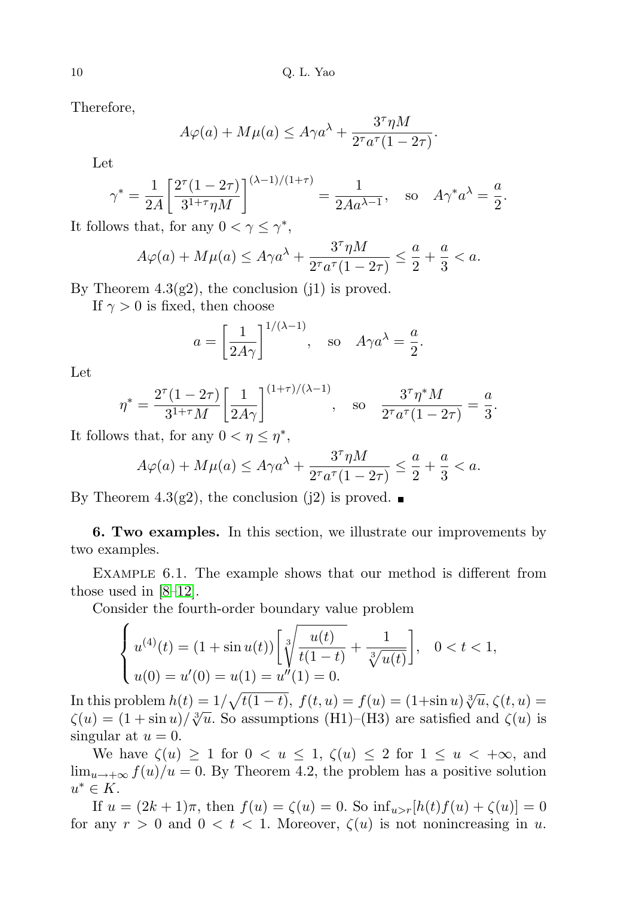Therefore,

$$A\varphi(a) + M\mu(a) \le A\gamma a^\lambda + \frac{3^\tau \eta M}{2^\tau a^\tau (1-2\tau)}.$$

Let

$$\gamma^* = \frac{1}{2A}\left[\frac{2^\tau(1-2\tau)}{3^{1+\tau}\eta M}\right]^{(\lambda-1)/(1+\tau)} = \frac{1}{2Aa^{\lambda-1}}, \quad \text{so} \quad A\gamma^* a^\lambda = \frac{a}{2}.$$

It follows that, for any $0 < \gamma \le \gamma^*$,

$$A\varphi(a) + M\mu(a) \le A\gamma a^\lambda + \frac{3^\tau \eta M}{2^\tau a^\tau (1-2\tau)} \le \frac{a}{2} + \frac{a}{3} < a.$$

By Theorem 4.3(g2), the conclusion (j1) is proved.

If $\gamma > 0$ is fixed, then choose

$$a = \left[\frac{1}{2A\gamma}\right]^{1/(\lambda-1)}, \quad \text{so} \quad A\gamma a^\lambda = \frac{a}{2}.$$

Let

$$\eta^* = \frac{2^\tau(1-2\tau)}{3^{1+\tau}M}\left[\frac{1}{2A\gamma}\right]^{(1+\tau)/(\lambda-1)}, \quad \text{so} \quad \frac{3^\tau \eta^* M}{2^\tau a^\tau (1-2\tau)} = \frac{a}{3}.$$

It follows that, for any $0 < \eta \le \eta^*$,

$$A\varphi(a) + M\mu(a) \le A\gamma a^\lambda + \frac{3^\tau \eta M}{2^\tau a^\tau (1-2\tau)} \le \frac{a}{2} + \frac{a}{3} < a.$$

By Theorem 4.3(g2), the conclusion (j2) is proved. ■

**6. Two examples.** In this section, we illustrate our improvements by two examples.

Example 6.1. The example shows that our method is different from those used in [8–12].

Consider the fourth-order boundary value problem

$$\begin{cases} u^{(4)}(t) = (1 + \sin u(t))\left[\sqrt[3]{\dfrac{u(t)}{t(1-t)}} + \dfrac{1}{\sqrt[3]{u(t)}}\right], & 0 < t < 1, \\ u(0) = u'(0) = u(1) = u''(1) = 0. \end{cases}$$

In this problem $h(t) = 1/\sqrt{t(1-t)}$, $f(t,u) = f(u) = (1+\sin u)\sqrt[3]{u}$, $\zeta(t,u) = \zeta(u) = (1+\sin u)/\sqrt[3]{u}$. So assumptions (H1)–(H3) are satisfied and $\zeta(u)$ is singular at $u = 0$.

We have $\zeta(u) \ge 1$ for $0 < u \le 1$, $\zeta(u) \le 2$ for $1 \le u < +\infty$, and $\lim_{u\to+\infty} f(u)/u = 0$. By Theorem 4.2, the problem has a positive solution $u^* \in K$.

If $u = (2k+1)\pi$, then $f(u) = \zeta(u) = 0$. So $\inf_{u>r}[h(t)f(u) + \zeta(u)] = 0$ for any $r > 0$ and $0 < t < 1$. Moreover, $\zeta(u)$ is not nonincreasing in $u$.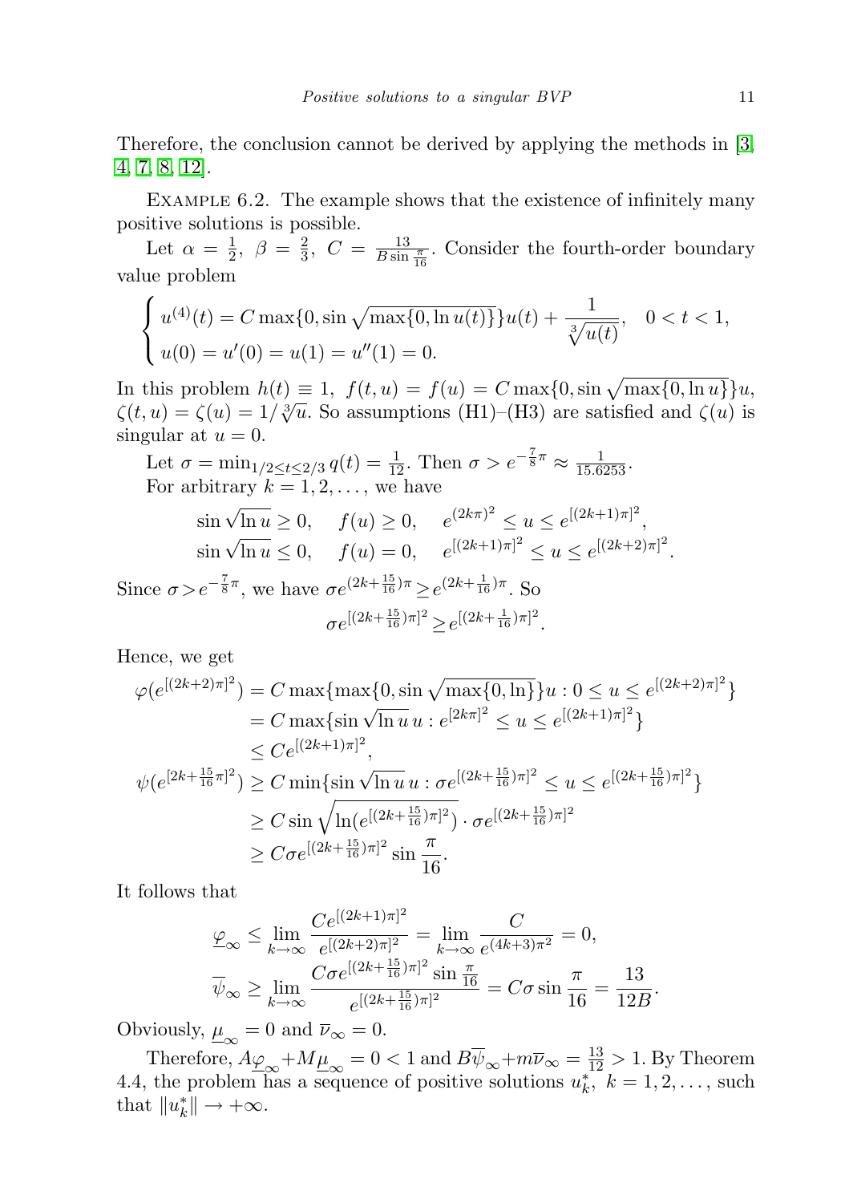Therefore, the conclusion cannot be derived by applying the methods in [3, 4, 7, 8, 12].

Example 6.2. The example shows that the existence of infinitely many positive solutions is possible.

Let $\alpha = \frac{1}{2},\ \beta = \frac{2}{3},\ C = \frac{13}{B\sin\frac{\pi}{16}}$. Consider the fourth-order boundary value problem

$$\begin{cases} u^{(4)}(t) = C\max\{0, \sin\sqrt{\max\{0, \ln u(t)\}}\}u(t) + \dfrac{1}{\sqrt[3]{u(t)}}, & 0 < t < 1, \\ u(0) = u'(0) = u(1) = u''(1) = 0. \end{cases}$$

In this problem $h(t) \equiv 1,\ f(t,u) = f(u) = C\max\{0, \sin\sqrt{\max\{0, \ln u\}}\}u$, $\zeta(t,u) = \zeta(u) = 1/\sqrt[3]{u}$. So assumptions (H1)–(H3) are satisfied and $\zeta(u)$ is singular at $u = 0$.

Let $\sigma = \min_{1/2\le t\le 2/3} q(t) = \frac{1}{12}$. Then $\sigma > e^{-\frac{7}{8}\pi} \approx \frac{1}{15.6253}$.

For arbitrary $k = 1, 2, \ldots$, we have

$$\begin{aligned} &\sin\sqrt{\ln u} \ge 0, \quad f(u) \ge 0, \quad e^{(2k\pi)^2} \le u \le e^{[(2k+1)\pi]^2}, \\ &\sin\sqrt{\ln u} \le 0, \quad f(u) = 0, \quad e^{[(2k+1)\pi]^2} \le u \le e^{[(2k+2)\pi]^2}. \end{aligned}$$

Since $\sigma > e^{-\frac{7}{8}\pi}$, we have $\sigma e^{(2k+\frac{15}{16})\pi} \ge e^{(2k+\frac{1}{16})\pi}$. So

$$\sigma e^{[(2k+\frac{15}{16})\pi]^2} \ge e^{[(2k+\frac{1}{16})\pi]^2}.$$

Hence, we get

$$\begin{aligned} \varphi(e^{[(2k+2)\pi]^2}) &= C\max\{\max\{0, \sin\sqrt{\max\{0, \ln\}}\}u : 0 \le u \le e^{[(2k+2)\pi]^2}\} \\ &= C\max\{\sin\sqrt{\ln u}\, u : e^{[2k\pi]^2} \le u \le e^{[(2k+1)\pi]^2}\} \\ &\le Ce^{[(2k+1)\pi]^2}, \\ \psi(e^{[2k+\frac{15}{16}\pi]^2}) &\ge C\min\{\sin\sqrt{\ln u}\, u : \sigma e^{[(2k+\frac{15}{16})\pi]^2} \le u \le e^{[(2k+\frac{15}{16})\pi]^2}\} \\ &\ge C\sin\sqrt{\ln(e^{[(2k+\frac{15}{16})\pi]^2})} \cdot \sigma e^{[(2k+\frac{15}{16})\pi]^2} \\ &\ge C\sigma e^{[(2k+\frac{15}{16})\pi]^2}\sin\frac{\pi}{16}. \end{aligned}$$

It follows that

$$\begin{aligned} \underline{\varphi}_\infty &\le \lim_{k\to\infty}\frac{Ce^{[(2k+1)\pi]^2}}{e^{[(2k+2)\pi]^2}} = \lim_{k\to\infty}\frac{C}{e^{(4k+3)\pi^2}} = 0, \\ \overline{\psi}_\infty &\ge \lim_{k\to\infty}\frac{C\sigma e^{[(2k+\frac{15}{16})\pi]^2}\sin\frac{\pi}{16}}{e^{[(2k+\frac{15}{16})\pi]^2}} = C\sigma\sin\frac{\pi}{16} = \frac{13}{12B}. \end{aligned}$$

Obviously, $\underline{\mu}_\infty = 0$ and $\overline{\nu}_\infty = 0$.

Therefore, $A\underline{\varphi}_\infty + M\underline{\mu}_\infty = 0 < 1$ and $B\overline{\psi}_\infty + m\overline{\nu}_\infty = \frac{13}{12} > 1$. By Theorem 4.4, the problem has a sequence of positive solutions $u_k^*,\ k = 1, 2, \ldots$, such that $\|u_k^*\| \to +\infty$.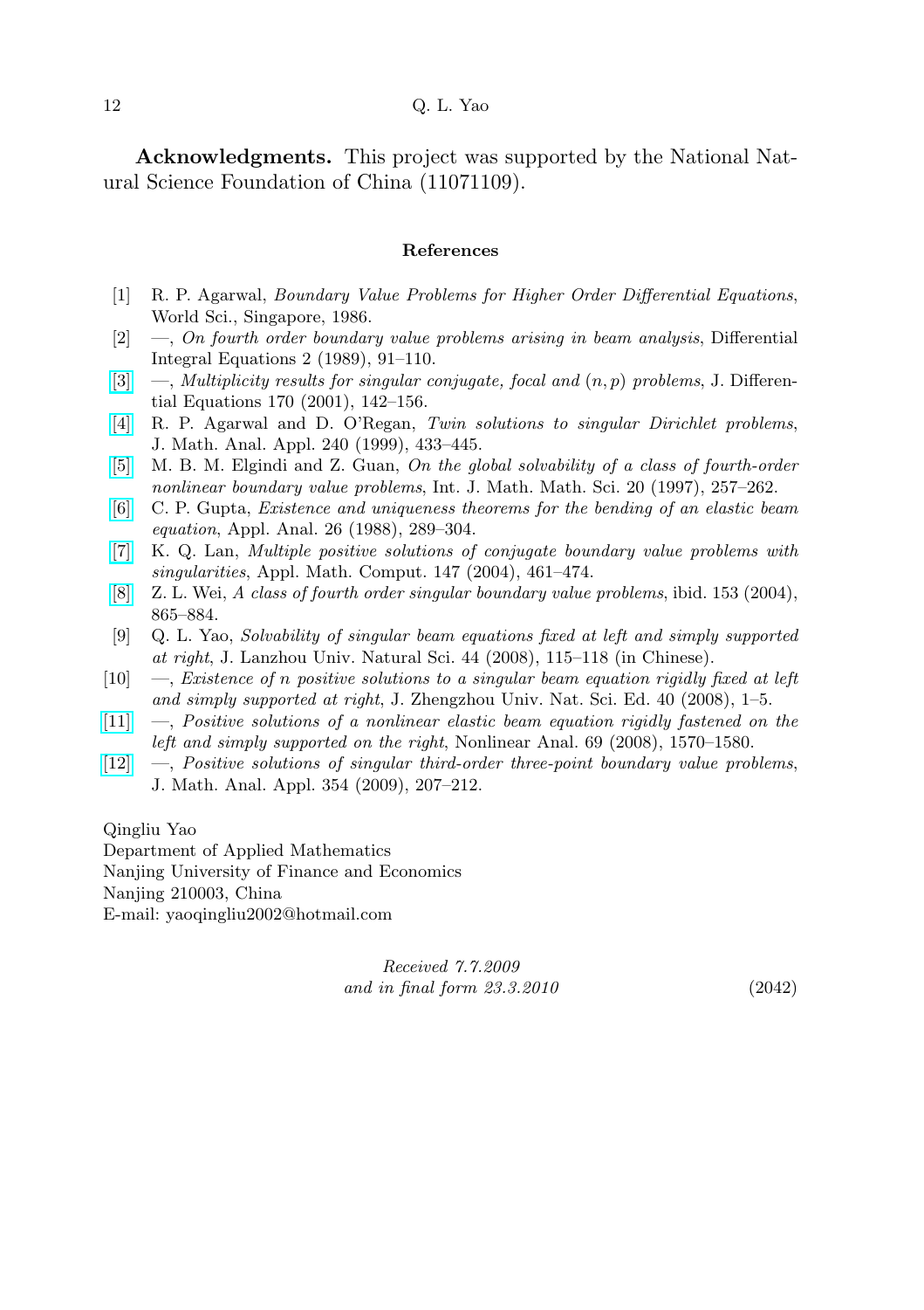**Acknowledgments.** This project was supported by the National Natural Science Foundation of China (11071109).

## References

[1] R. P. Agarwal, *Boundary Value Problems for Higher Order Differential Equations*, World Sci., Singapore, 1986.

[2] —, *On fourth order boundary value problems arising in beam analysis*, Differential Integral Equations 2 (1989), 91–110.

[3] —, *Multiplicity results for singular conjugate, focal and* $(n,p)$ *problems*, J. Differential Equations 170 (2001), 142–156.

[4] R. P. Agarwal and D. O'Regan, *Twin solutions to singular Dirichlet problems*, J. Math. Anal. Appl. 240 (1999), 433–445.

[5] M. B. M. Elgindi and Z. Guan, *On the global solvability of a class of fourth-order nonlinear boundary value problems*, Int. J. Math. Math. Sci. 20 (1997), 257–262.

[6] C. P. Gupta, *Existence and uniqueness theorems for the bending of an elastic beam equation*, Appl. Anal. 26 (1988), 289–304.

[7] K. Q. Lan, *Multiple positive solutions of conjugate boundary value problems with singularities*, Appl. Math. Comput. 147 (2004), 461–474.

[8] Z. L. Wei, *A class of fourth order singular boundary value problems*, ibid. 153 (2004), 865–884.

[9] Q. L. Yao, *Solvability of singular beam equations fixed at left and simply supported at right*, J. Lanzhou Univ. Natural Sci. 44 (2008), 115–118 (in Chinese).

[10] —, *Existence of* $n$ *positive solutions to a singular beam equation rigidly fixed at left and simply supported at right*, J. Zhengzhou Univ. Nat. Sci. Ed. 40 (2008), 1–5.

[11] —, *Positive solutions of a nonlinear elastic beam equation rigidly fastened on the left and simply supported on the right*, Nonlinear Anal. 69 (2008), 1570–1580.

[12] —, *Positive solutions of singular third-order three-point boundary value problems*, J. Math. Anal. Appl. 354 (2009), 207–212.

Qingliu Yao
Department of Applied Mathematics
Nanjing University of Finance and Economics
Nanjing 210003, China
E-mail: yaoqingliu2002@hotmail.com

*Received 7.7.2009*
*and in final form 23.3.2010* (2042)